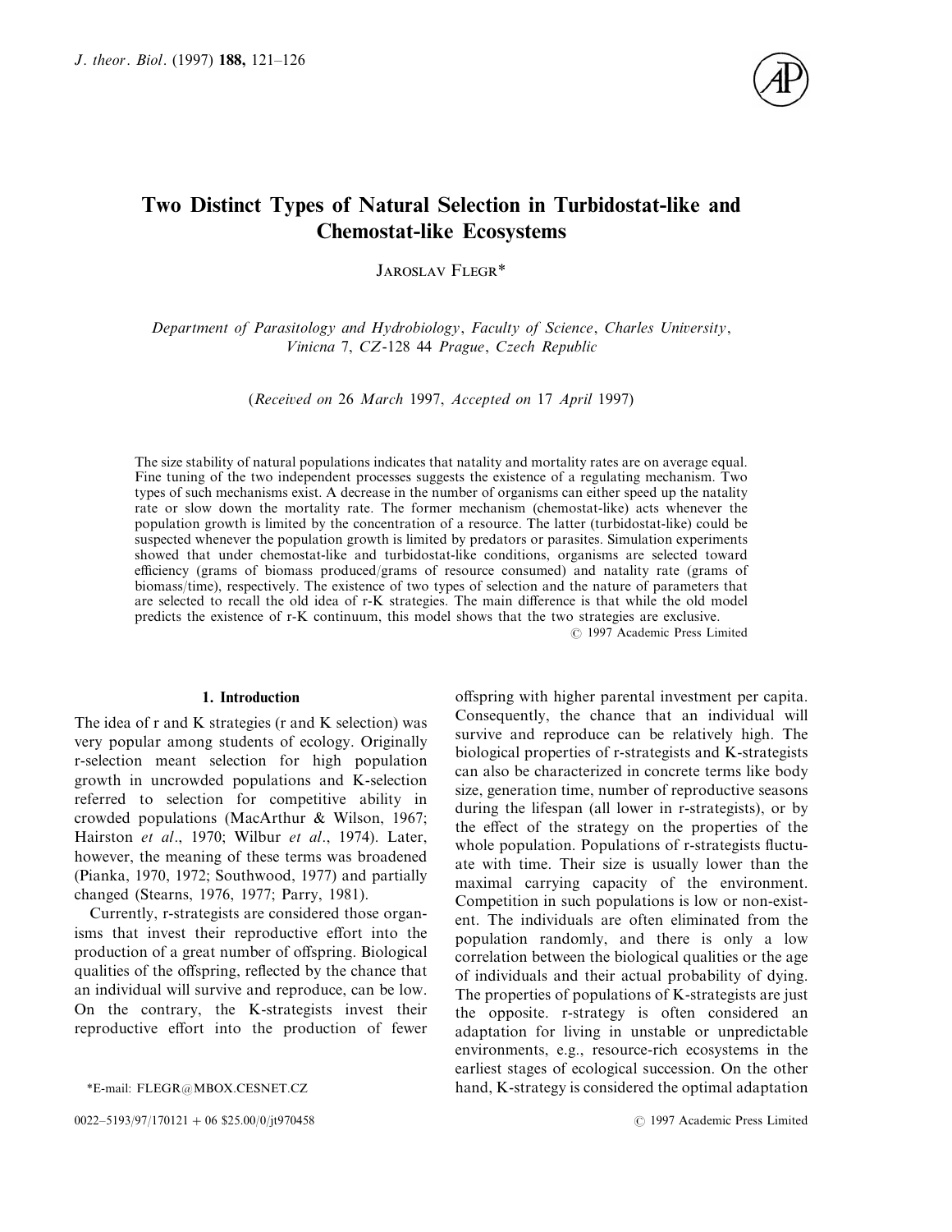# Two Distinct Types of Natural Selection in Turbidostat-like and Chemostat-like Ecosystems

Jaroslav Flegr*

*Department of Parasitology and Hydrobiology, Faculty of Science, Charles University, Vinicna 7, CZ-128 44 Prague, Czech Republic*

(*Received on* 26 *March* 1997, *Accepted on* 17 *April* 1997)

The size stability of natural populations indicates that natality and mortality rates are on average equal. Fine tuning of the two independent processes suggests the existence of a regulating mechanism. Two types of such mechanisms exist. A decrease in the number of organisms can either speed up the natality rate or slow down the mortality rate. The former mechanism (chemostat-like) acts whenever the population growth is limited by the concentration of a resource. The latter (turbidostat-like) could be suspected whenever the population growth is limited by predators or parasites. Simulation experiments showed that under chemostat-like and turbidostat-like conditions, organisms are selected toward efficiency (grams of biomass produced/grams of resource consumed) and natality rate (grams of biomass/time), respectively. The existence of two types of selection and the nature of parameters that are selected to recall the old idea of r-K strategies. The main difference is that while the old model predicts the existence of r-K continuum, this model shows that the two strategies are exclusive.

© 1997 Academic Press Limited

## 1. Introduction

The idea of r and K strategies (r and K selection) was very popular among students of ecology. Originally r-selection meant selection for high population growth in uncrowded populations and K-selection referred to selection for competitive ability in crowded populations (MacArthur & Wilson, 1967; Hairston *et al*., 1970; Wilbur *et al*., 1974). Later, however, the meaning of these terms was broadened (Pianka, 1970, 1972; Southwood, 1977) and partially changed (Stearns, 1976, 1977; Parry, 1981).

Currently, r-strategists are considered those organisms that invest their reproductive effort into the production of a great number of offspring. Biological qualities of the offspring, reflected by the chance that an individual will survive and reproduce, can be low. On the contrary, the K-strategists invest their reproductive effort into the production of fewer offspring with higher parental investment per capita. Consequently, the chance that an individual will survive and reproduce can be relatively high. The biological properties of r-strategists and K-strategists can also be characterized in concrete terms like body size, generation time, number of reproductive seasons during the lifespan (all lower in r-strategists), or by the effect of the strategy on the properties of the whole population. Populations of r-strategists fluctuate with time. Their size is usually lower than the maximal carrying capacity of the environment. Competition in such populations is low or non-existent. The individuals are often eliminated from the population randomly, and there is only a low correlation between the biological qualities or the age of individuals and their actual probability of dying. The properties of populations of K-strategists are just the opposite. r-strategy is often considered an adaptation for living in unstable or unpredictable environments, e.g., resource-rich ecosystems in the earliest stages of ecological succession. On the other hand, K-strategy is considered the optimal adaptation

*E-mail: FLEGR@MBOX.CESNET.CZ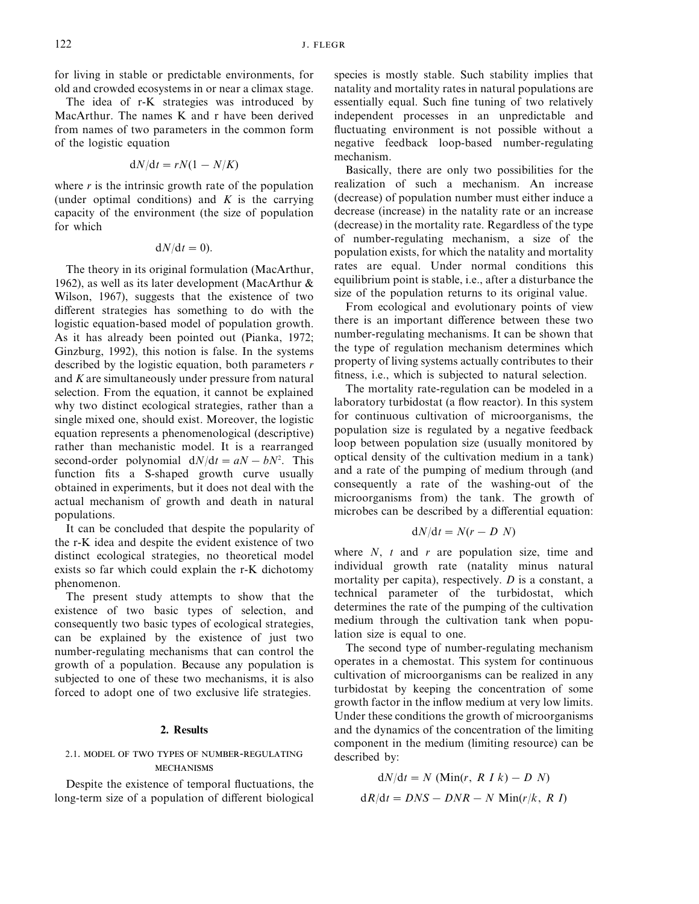for living in stable or predictable environments, for old and crowded ecosystems in or near a climax stage.

The idea of r-K strategies was introduced by MacArthur. The names K and r have been derived from names of two parameters in the common form of the logistic equation

$$dN/dt = rN(1 - N/K)$$

where $r$ is the intrinsic growth rate of the population (under optimal conditions) and $K$ is the carrying capacity of the environment (the size of population for which

$$dN/dt = 0).$$

The theory in its original formulation (MacArthur, 1962), as well as its later development (MacArthur & Wilson, 1967), suggests that the existence of two different strategies has something to do with the logistic equation-based model of population growth. As it has already been pointed out (Pianka, 1972; Ginzburg, 1992), this notion is false. In the systems described by the logistic equation, both parameters $r$ and $K$ are simultaneously under pressure from natural selection. From the equation, it cannot be explained why two distinct ecological strategies, rather than a single mixed one, should exist. Moreover, the logistic equation represents a phenomenological (descriptive) rather than mechanistic model. It is a rearranged second-order polynomial $dN/dt = aN - bN^2$. This function fits a S-shaped growth curve usually obtained in experiments, but it does not deal with the actual mechanism of growth and death in natural populations.

It can be concluded that despite the popularity of the r-K idea and despite the evident existence of two distinct ecological strategies, no theoretical model exists so far which could explain the r-K dichotomy phenomenon.

The present study attempts to show that the existence of two basic types of selection, and consequently two basic types of ecological strategies, can be explained by the existence of just two number-regulating mechanisms that can control the growth of a population. Because any population is subjected to one of these two mechanisms, it is also forced to adopt one of two exclusive life strategies.

## 2. Results

### 2.1. MODEL OF TWO TYPES OF NUMBER-REGULATING MECHANISMS

Despite the existence of temporal fluctuations, the long-term size of a population of different biological species is mostly stable. Such stability implies that natality and mortality rates in natural populations are essentially equal. Such fine tuning of two relatively independent processes in an unpredictable and fluctuating environment is not possible without a negative feedback loop-based number-regulating mechanism.

Basically, there are only two possibilities for the realization of such a mechanism. An increase (decrease) of population number must either induce a decrease (increase) in the natality rate or an increase (decrease) in the mortality rate. Regardless of the type of number-regulating mechanism, a size of the population exists, for which the natality and mortality rates are equal. Under normal conditions this equilibrium point is stable, i.e., after a disturbance the size of the population returns to its original value.

From ecological and evolutionary points of view there is an important difference between these two number-regulating mechanisms. It can be shown that the type of regulation mechanism determines which property of living systems actually contributes to their fitness, i.e., which is subjected to natural selection.

The mortality rate-regulation can be modeled in a laboratory turbidostat (a flow reactor). In this system for continuous cultivation of microorganisms, the population size is regulated by a negative feedback loop between population size (usually monitored by optical density of the cultivation medium in a tank) and a rate of the pumping of medium through (and consequently a rate of the washing-out of the microorganisms from) the tank. The growth of microbes can be described by a differential equation:

$$dN/dt = N(r - D\ N)$$

where $N$, $t$ and $r$ are population size, time and individual growth rate (natality minus natural mortality per capita), respectively. $D$ is a constant, a technical parameter of the turbidostat, which determines the rate of the pumping of the cultivation medium through the cultivation tank when population size is equal to one.

The second type of number-regulating mechanism operates in a chemostat. This system for continuous cultivation of microorganisms can be realized in any turbidostat by keeping the concentration of some growth factor in the inflow medium at very low limits. Under these conditions the growth of microorganisms and the dynamics of the concentration of the limiting component in the medium (limiting resource) can be described by:

$$dN/dt = N\ (\mathrm{Min}(r,\ R\ I\ k) - D\ N)$$

$$dR/dt = DNS - DNR - N\ \mathrm{Min}(r/k,\ R\ I)$$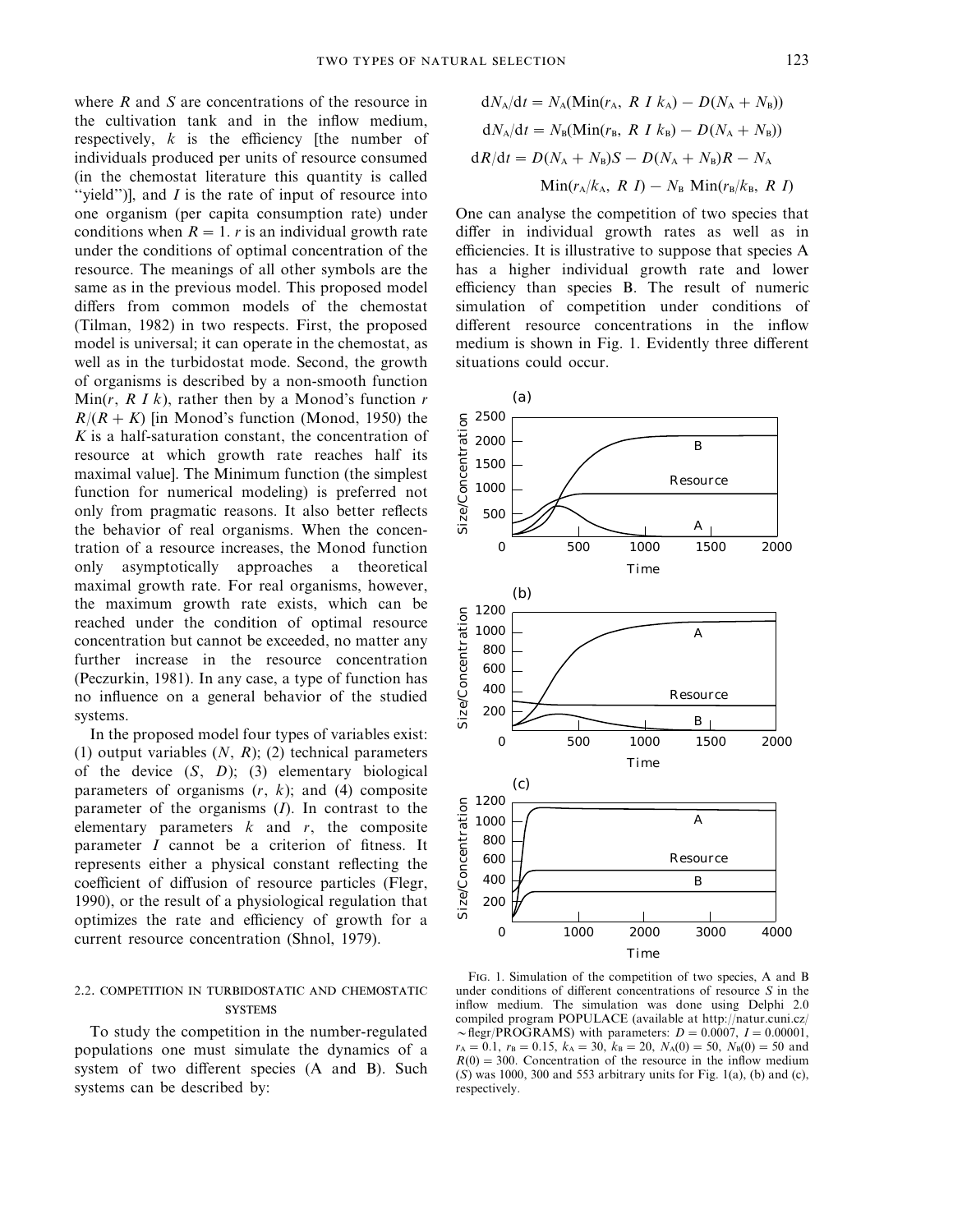where $R$ and $S$ are concentrations of the resource in the cultivation tank and in the inflow medium, respectively, $k$ is the efficiency [the number of individuals produced per units of resource consumed (in the chemostat literature this quantity is called "yield")], and $I$ is the rate of input of resource into one organism (per capita consumption rate) under conditions when $R = 1$. $r$ is an individual growth rate under the conditions of optimal concentration of the resource. The meanings of all other symbols are the same as in the previous model. This proposed model differs from common models of the chemostat (Tilman, 1982) in two respects. First, the proposed model is universal; it can operate in the chemostat, as well as in the turbidostat mode. Second, the growth of organisms is described by a non-smooth function $\mathrm{Min}(r,\ R\ I\ k)$, rather then by a Monod's function $r\ R/(R + K)$ [in Monod's function (Monod, 1950) the $K$ is a half-saturation constant, the concentration of resource at which growth rate reaches half its maximal value]. The Minimum function (the simplest function for numerical modeling) is preferred not only from pragmatic reasons. It also better reflects the behavior of real organisms. When the concentration of a resource increases, the Monod function only asymptotically approaches a theoretical maximal growth rate. For real organisms, however, the maximum growth rate exists, which can be reached under the condition of optimal resource concentration but cannot be exceeded, no matter any further increase in the resource concentration (Peczurkin, 1981). In any case, a type of function has no influence on a general behavior of the studied systems.

In the proposed model four types of variables exist: (1) output variables ($N$, $R$); (2) technical parameters of the device ($S$, $D$); (3) elementary biological parameters of organisms ($r$, $k$); and (4) composite parameter of the organisms ($I$). In contrast to the elementary parameters $k$ and $r$, the composite parameter $I$ cannot be a criterion of fitness. It represents either a physical constant reflecting the coefficient of diffusion of resource particles (Flegr, 1990), or the result of a physiological regulation that optimizes the rate and efficiency of growth for a current resource concentration (Shnol, 1979).

### 2.2. COMPETITION IN TURBIDOSTATIC AND CHEMOSTATIC SYSTEMS

To study the competition in the number-regulated populations one must simulate the dynamics of a system of two different species (A and B). Such systems can be described by:

$$\mathrm{d}N_A/\mathrm{d}t = N_A(\mathrm{Min}(r_A,\ R\ I\ k_A) - D(N_A + N_B))$$

$$\mathrm{d}N_A/\mathrm{d}t = N_B(\mathrm{Min}(r_B,\ R\ I\ k_B) - D(N_A + N_B))$$

$$\mathrm{d}R/\mathrm{d}t = D(N_A + N_B)S - D(N_A + N_B)R - N_A\ \mathrm{Min}(r_A/k_A,\ R\ I) - N_B\ \mathrm{Min}(r_B/k_B,\ R\ I)$$

One can analyse the competition of two species that differ in individual growth rates as well as in efficiencies. It is illustrative to suppose that species A has a higher individual growth rate and lower efficiency than species B. The result of numeric simulation of competition under conditions of different resource concentrations in the inflow medium is shown in Fig. 1. Evidently three different situations could occur.

FIG. 1. Simulation of the competition of two species, A and B under conditions of different concentrations of resource $S$ in the inflow medium. The simulation was done using Delphi 2.0 compiled program POPULACE (available at http://natur.cuni.cz/~flegr/PROGRAMS) with parameters: $D = 0.0007$, $I = 0.00001$, $r_A = 0.1$, $r_B = 0.15$, $k_A = 30$, $k_B = 20$, $N_A(0) = 50$, $N_B(0) = 50$ and $R(0) = 300$. Concentration of the resource in the inflow medium ($S$) was 1000, 300 and 553 arbitrary units for Fig. 1(a), (b) and (c), respectively.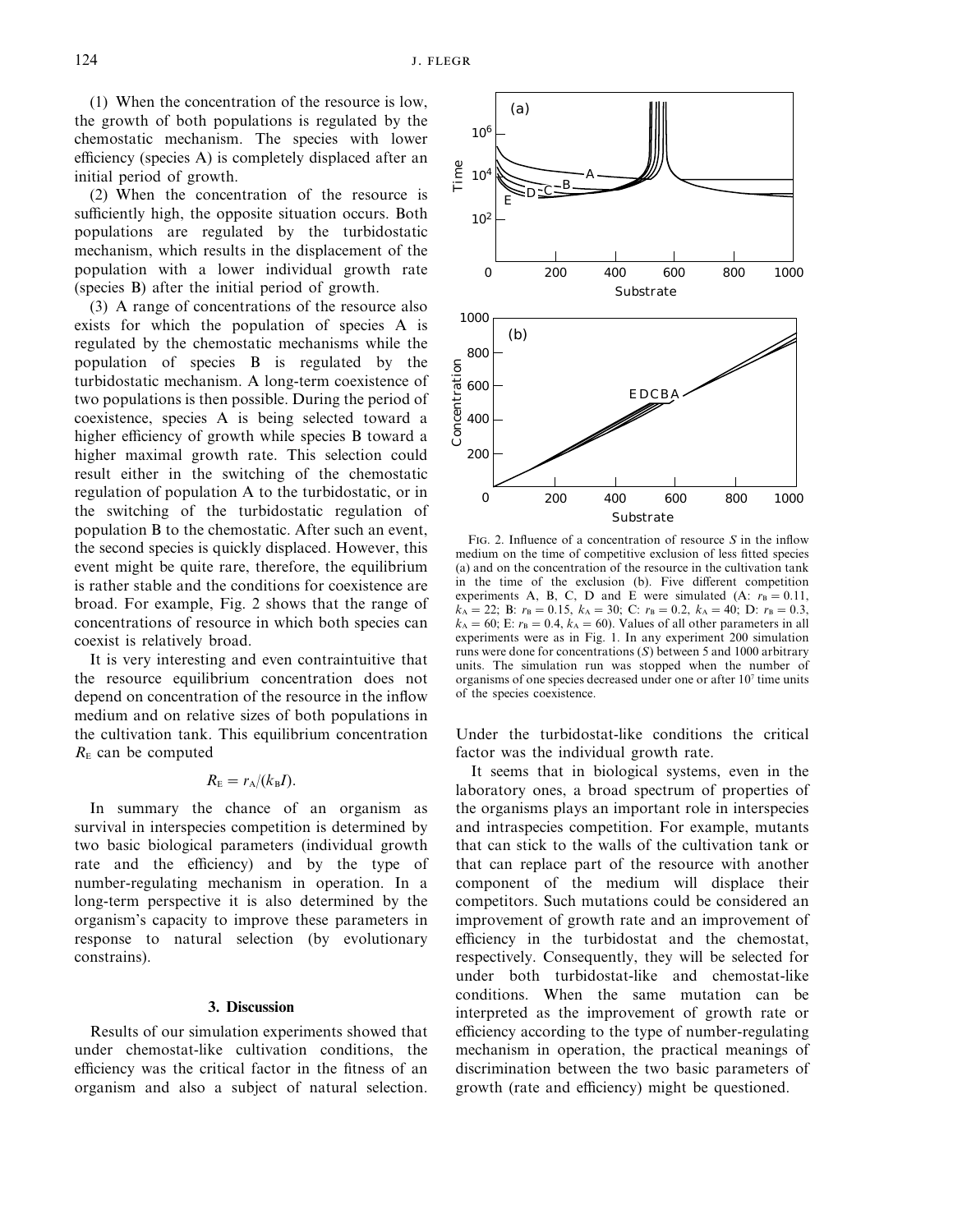(1) When the concentration of the resource is low, the growth of both populations is regulated by the chemostatic mechanism. The species with lower efficiency (species A) is completely displaced after an initial period of growth.

(2) When the concentration of the resource is sufficiently high, the opposite situation occurs. Both populations are regulated by the turbidostatic mechanism, which results in the displacement of the population with a lower individual growth rate (species B) after the initial period of growth.

(3) A range of concentrations of the resource also exists for which the population of species A is regulated by the chemostatic mechanisms while the population of species B is regulated by the turbidostatic mechanism. A long-term coexistence of two populations is then possible. During the period of coexistence, species A is being selected toward a higher efficiency of growth while species B toward a higher maximal growth rate. This selection could result either in the switching of the chemostatic regulation of population A to the turbidostatic, or in the switching of the turbidostatic regulation of population B to the chemostatic. After such an event, the second species is quickly displaced. However, this event might be quite rare, therefore, the equilibrium is rather stable and the conditions for coexistence are broad. For example, Fig. 2 shows that the range of concentrations of resource in which both species can coexist is relatively broad.

It is very interesting and even contraintuitive that the resource equilibrium concentration does not depend on concentration of the resource in the inflow medium and on relative sizes of both populations in the cultivation tank. This equilibrium concentration $R_E$ can be computed

$$R_E = r_A/(k_B I).$$

In summary the chance of an organism as survival in interspecies competition is determined by two basic biological parameters (individual growth rate and the efficiency) and by the type of number-regulating mechanism in operation. In a long-term perspective it is also determined by the organism's capacity to improve these parameters in response to natural selection (by evolutionary constrains).

Fig. 2. Influence of a concentration of resource $S$ in the inflow medium on the time of competitive exclusion of less fitted species (a) and on the concentration of the resource in the cultivation tank in the time of the exclusion (b). Five different competition experiments A, B, C, D and E were simulated (A: $r_B = 0.11$, $k_A = 22$; B: $r_B = 0.15$, $k_A = 30$; C: $r_B = 0.2$, $k_A = 40$; D: $r_B = 0.3$, $k_A = 60$; E: $r_B = 0.4$, $k_A = 60$). Values of all other parameters in all experiments were as in Fig. 1. In any experiment 200 simulation runs were done for concentrations ($S$) between 5 and 1000 arbitrary units. The simulation run was stopped when the number of organisms of one species decreased under one or after $10^7$ time units of the species coexistence.

## 3. Discussion

Results of our simulation experiments showed that under chemostat-like cultivation conditions, the efficiency was the critical factor in the fitness of an organism and also a subject of natural selection. Under the turbidostat-like conditions the critical factor was the individual growth rate.

It seems that in biological systems, even in the laboratory ones, a broad spectrum of properties of the organisms plays an important role in interspecies and intraspecies competition. For example, mutants that can stick to the walls of the cultivation tank or that can replace part of the resource with another component of the medium will displace their competitors. Such mutations could be considered an improvement of growth rate and an improvement of efficiency in the turbidostat and the chemostat, respectively. Consequently, they will be selected for under both turbidostat-like and chemostat-like conditions. When the same mutation can be interpreted as the improvement of growth rate or efficiency according to the type of number-regulating mechanism in operation, the practical meanings of discrimination between the two basic parameters of growth (rate and efficiency) might be questioned.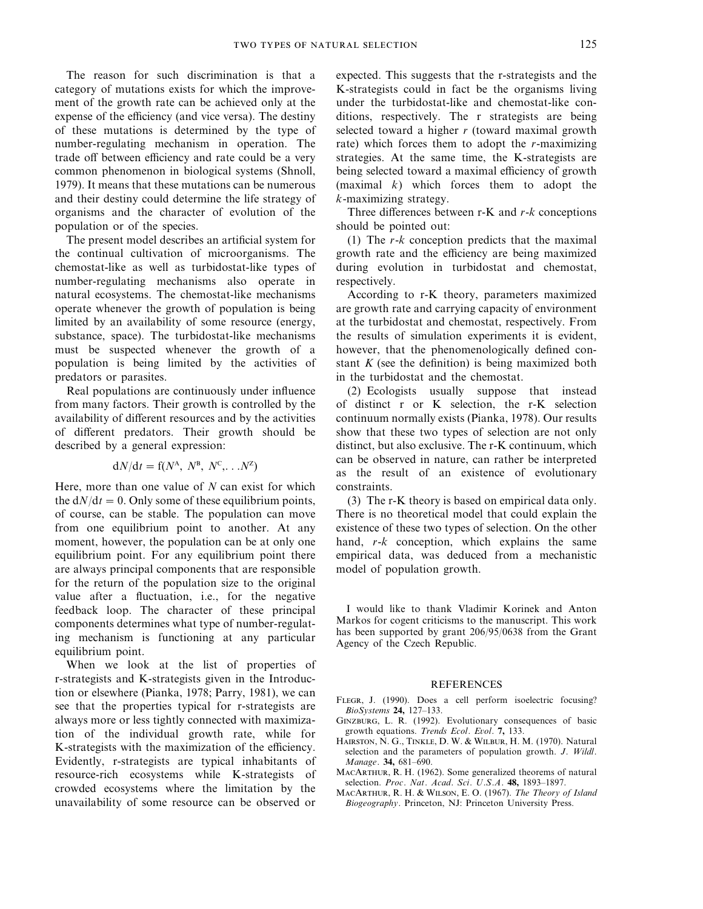The reason for such discrimination is that a category of mutations exists for which the improvement of the growth rate can be achieved only at the expense of the efficiency (and vice versa). The destiny of these mutations is determined by the type of number-regulating mechanism in operation. The trade off between efficiency and rate could be a very common phenomenon in biological systems (Shnoll, 1979). It means that these mutations can be numerous and their destiny could determine the life strategy of organisms and the character of evolution of the population or of the species.

The present model describes an artificial system for the continual cultivation of microorganisms. The chemostat-like as well as turbidostat-like types of number-regulating mechanisms also operate in natural ecosystems. The chemostat-like mechanisms operate whenever the growth of population is being limited by an availability of some resource (energy, substance, space). The turbidostat-like mechanisms must be suspected whenever the growth of a population is being limited by the activities of predators or parasites.

Real populations are continuously under influence from many factors. Their growth is controlled by the availability of different resources and by the activities of different predators. Their growth should be described by a general expression:

$$dN/dt = f(N^A, N^B, N^C, \ldots N^Z)$$

Here, more than one value of $N$ can exist for which the $dN/dt = 0$. Only some of these equilibrium points, of course, can be stable. The population can move from one equilibrium point to another. At any moment, however, the population can be at only one equilibrium point. For any equilibrium point there are always principal components that are responsible for the return of the population size to the original value after a fluctuation, i.e., for the negative feedback loop. The character of these principal components determines what type of number-regulating mechanism is functioning at any particular equilibrium point.

When we look at the list of properties of r-strategists and K-strategists given in the Introduction or elsewhere (Pianka, 1978; Parry, 1981), we can see that the properties typical for r-strategists are always more or less tightly connected with maximization of the individual growth rate, while for K-strategists with the maximization of the efficiency. Evidently, r-strategists are typical inhabitants of resource-rich ecosystems while K-strategists of crowded ecosystems where the limitation by the unavailability of some resource can be observed or expected. This suggests that the r-strategists and the K-strategists could in fact be the organisms living under the turbidostat-like and chemostat-like conditions, respectively. The r strategists are being selected toward a higher $r$ (toward maximal growth rate) which forces them to adopt the $r$-maximizing strategies. At the same time, the K-strategists are being selected toward a maximal efficiency of growth (maximal $k$) which forces them to adopt the $k$-maximizing strategy.

Three differences between r-K and $r$-$k$ conceptions should be pointed out:

(1) The $r$-$k$ conception predicts that the maximal growth rate and the efficiency are being maximized during evolution in turbidostat and chemostat, respectively.

According to r-K theory, parameters maximized are growth rate and carrying capacity of environment at the turbidostat and chemostat, respectively. From the results of simulation experiments it is evident, however, that the phenomenologically defined constant $K$ (see the definition) is being maximized both in the turbidostat and the chemostat.

(2) Ecologists usually suppose that instead of distinct r or K selection, the r-K selection continuum normally exists (Pianka, 1978). Our results show that these two types of selection are not only distinct, but also exclusive. The r-K continuum, which can be observed in nature, can rather be interpreted as the result of an existence of evolutionary constraints.

(3) The r-K theory is based on empirical data only. There is no theoretical model that could explain the existence of these two types of selection. On the other hand, $r$-$k$ conception, which explains the same empirical data, was deduced from a mechanistic model of population growth.

I would like to thank Vladimir Korinek and Anton Markos for cogent criticisms to the manuscript. This work has been supported by grant 206/95/0638 from the Grant Agency of the Czech Republic.

## REFERENCES

Flegr, J. (1990). Does a cell perform isoelectric focusing? *BioSystems* **24,** 127–133.

Ginzburg, L. R. (1992). Evolutionary consequences of basic growth equations. *Trends Ecol. Evol.* **7,** 133.

Hairston, N. G., Tinkle, D. W. & Wilbur, H. M. (1970). Natural selection and the parameters of population growth. *J. Wildl. Manage.* **34,** 681–690.

MacArthur, R. H. (1962). Some generalized theorems of natural selection. *Proc. Nat. Acad. Sci. U.S.A.* **48,** 1893–1897.

MacArthur, R. H. & Wilson, E. O. (1967). *The Theory of Island Biogeography*. Princeton, NJ: Princeton University Press.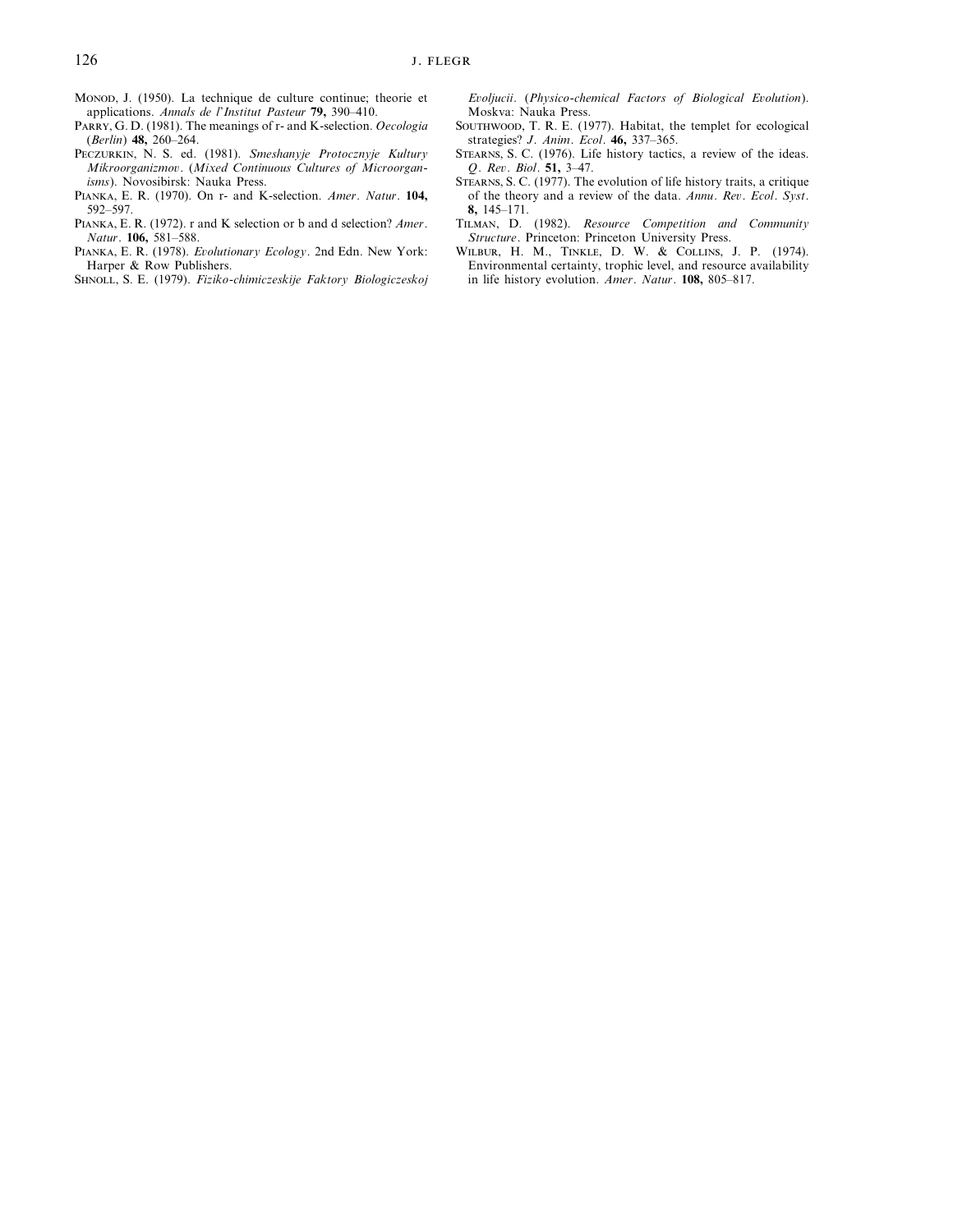Monod, J. (1950). La technique de culture continue; theorie et applications. *Annals de l'Institut Pasteur* **79,** 390–410.

Parry, G. D. (1981). The meanings of r- and K-selection. *Oecologia* (*Berlin*) **48,** 260–264.

Peczurkin, N. S. ed. (1981). *Smeshanyje Protocznyje Kultury Mikroorganizmov*. (*Mixed Continuous Cultures of Microorganisms*). Novosibirsk: Nauka Press.

Pianka, E. R. (1970). On r- and K-selection. *Amer. Natur.* **104,** 592–597.

Pianka, E. R. (1972). r and K selection or b and d selection? *Amer. Natur.* **106,** 581–588.

Pianka, E. R. (1978). *Evolutionary Ecology*. 2nd Edn. New York: Harper & Row Publishers.

Shnoll, S. E. (1979). *Fiziko-chimiczeskije Faktory Biologiczeskoj Evoljucii*. (*Physico-chemical Factors of Biological Evolution*). Moskva: Nauka Press.

Southwood, T. R. E. (1977). Habitat, the templet for ecological strategies? *J. Anim. Ecol.* **46,** 337–365.

Stearns, S. C. (1976). Life history tactics, a review of the ideas. *Q. Rev. Biol.* **51,** 3–47.

Stearns, S. C. (1977). The evolution of life history traits, a critique of the theory and a review of the data. *Annu. Rev. Ecol. Syst.* **8,** 145–171.

Tilman, D. (1982). *Resource Competition and Community Structure*. Princeton: Princeton University Press.

Wilbur, H. M., Tinkle, D. W. & Collins, J. P. (1974). Environmental certainty, trophic level, and resource availability in life history evolution. *Amer. Natur.* **108,** 805–817.